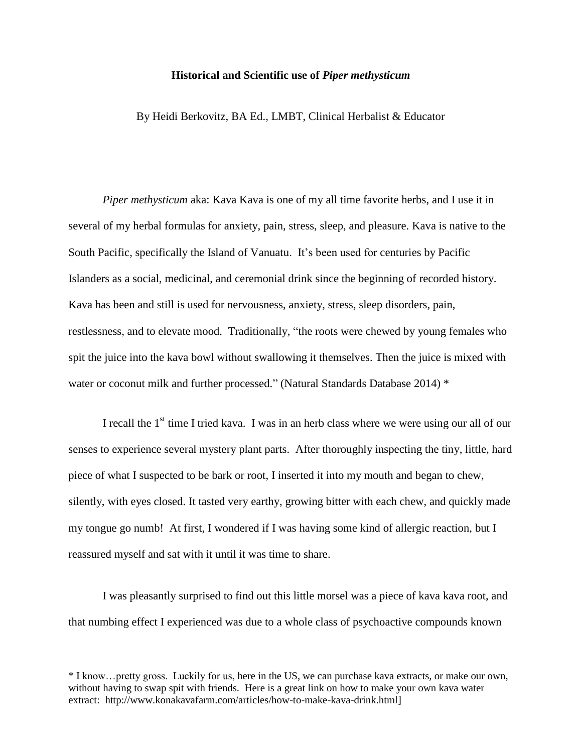**Historical and Scientific use of *Piper methysticum***

By Heidi Berkovitz, BA Ed., LMBT, Clinical Herbalist & Educator

*Piper methysticum* aka: Kava Kava is one of my all time favorite herbs, and I use it in several of my herbal formulas for anxiety, pain, stress, sleep, and pleasure. Kava is native to the South Pacific, specifically the Island of Vanuatu. It's been used for centuries by Pacific Islanders as a social, medicinal, and ceremonial drink since the beginning of recorded history. Kava has been and still is used for nervousness, anxiety, stress, sleep disorders, pain, restlessness, and to elevate mood. Traditionally, "the roots were chewed by young females who spit the juice into the kava bowl without swallowing it themselves. Then the juice is mixed with water or coconut milk and further processed." (Natural Standards Database 2014) *

I recall the 1st time I tried kava. I was in an herb class where we were using our all of our senses to experience several mystery plant parts. After thoroughly inspecting the tiny, little, hard piece of what I suspected to be bark or root, I inserted it into my mouth and began to chew, silently, with eyes closed. It tasted very earthy, growing bitter with each chew, and quickly made my tongue go numb! At first, I wondered if I was having some kind of allergic reaction, but I reassured myself and sat with it until it was time to share.

I was pleasantly surprised to find out this little morsel was a piece of kava kava root, and that numbing effect I experienced was due to a whole class of psychoactive compounds known

* I know…pretty gross. Luckily for us, here in the US, we can purchase kava extracts, or make our own, without having to swap spit with friends. Here is a great link on how to make your own kava water extract: http://www.konakavafarm.com/articles/how-to-make-kava-drink.html]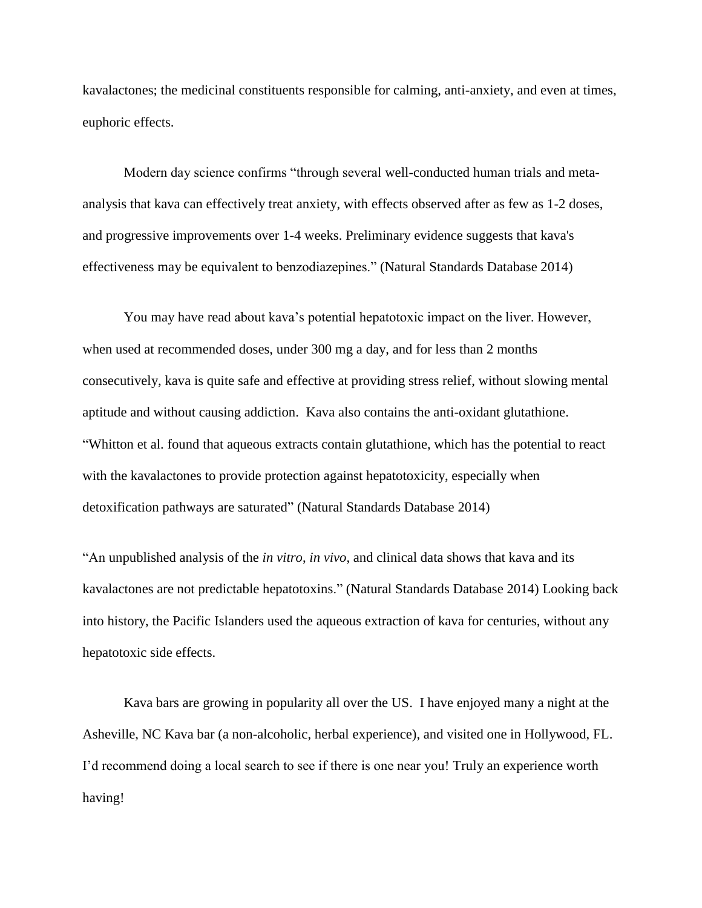kavalactones; the medicinal constituents responsible for calming, anti-anxiety, and even at times, euphoric effects.

Modern day science confirms "through several well-conducted human trials and meta-analysis that kava can effectively treat anxiety, with effects observed after as few as 1-2 doses, and progressive improvements over 1-4 weeks. Preliminary evidence suggests that kava's effectiveness may be equivalent to benzodiazepines." (Natural Standards Database 2014)

You may have read about kava's potential hepatotoxic impact on the liver. However, when used at recommended doses, under 300 mg a day, and for less than 2 months consecutively, kava is quite safe and effective at providing stress relief, without slowing mental aptitude and without causing addiction. Kava also contains the anti-oxidant glutathione. "Whitton et al. found that aqueous extracts contain glutathione, which has the potential to react with the kavalactones to provide protection against hepatotoxicity, especially when detoxification pathways are saturated" (Natural Standards Database 2014)

"An unpublished analysis of the *in vitro*, *in vivo*, and clinical data shows that kava and its kavalactones are not predictable hepatotoxins." (Natural Standards Database 2014) Looking back into history, the Pacific Islanders used the aqueous extraction of kava for centuries, without any hepatotoxic side effects.

Kava bars are growing in popularity all over the US. I have enjoyed many a night at the Asheville, NC Kava bar (a non-alcoholic, herbal experience), and visited one in Hollywood, FL. I'd recommend doing a local search to see if there is one near you! Truly an experience worth having!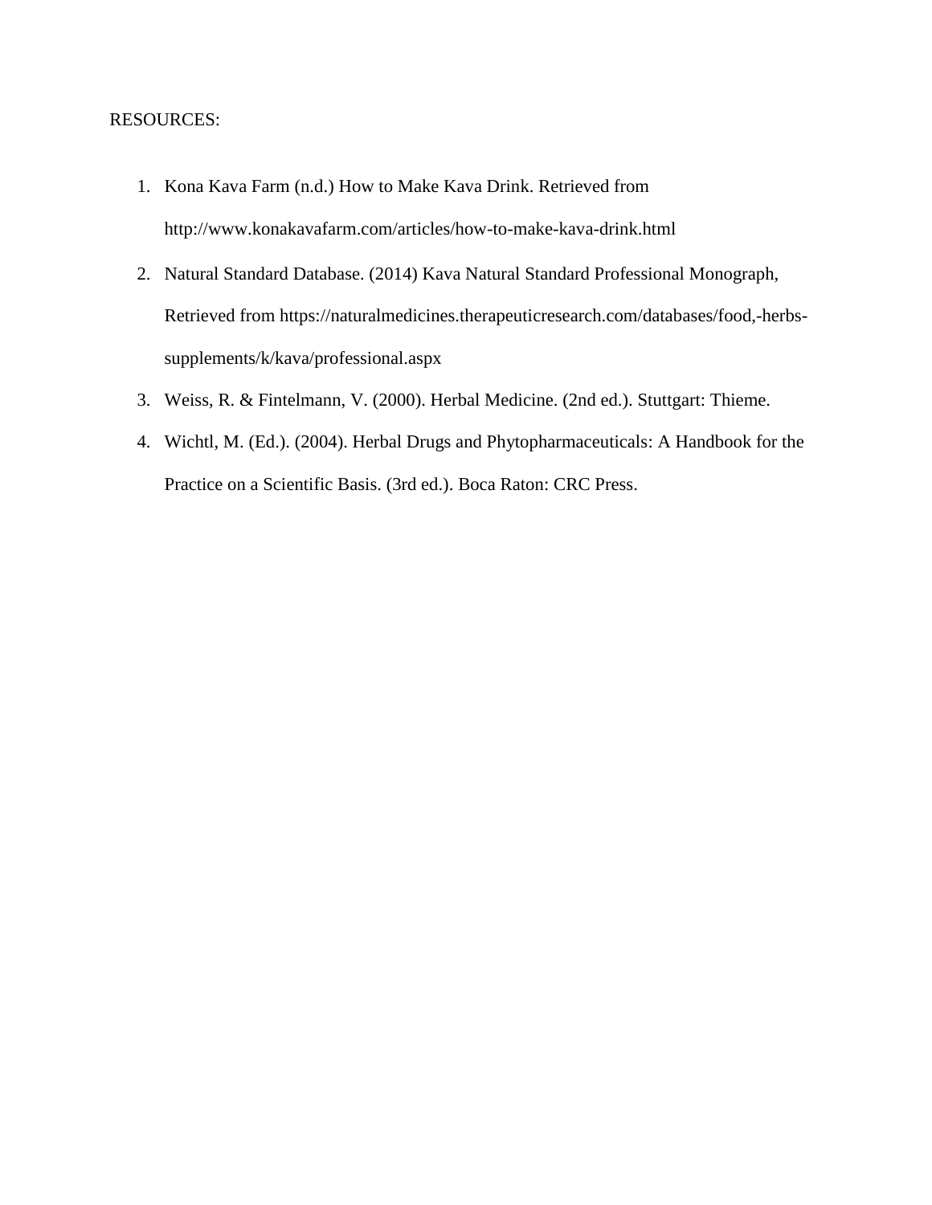RESOURCES:

1. Kona Kava Farm (n.d.) How to Make Kava Drink. Retrieved from http://www.konakavafarm.com/articles/how-to-make-kava-drink.html
2. Natural Standard Database. (2014) Kava Natural Standard Professional Monograph, Retrieved from https://naturalmedicines.therapeuticresearch.com/databases/food,-herbs-supplements/k/kava/professional.aspx
3. Weiss, R. & Fintelmann, V. (2000). Herbal Medicine. (2nd ed.). Stuttgart: Thieme.
4. Wichtl, M. (Ed.). (2004). Herbal Drugs and Phytopharmaceuticals: A Handbook for the Practice on a Scientific Basis. (3rd ed.). Boca Raton: CRC Press.